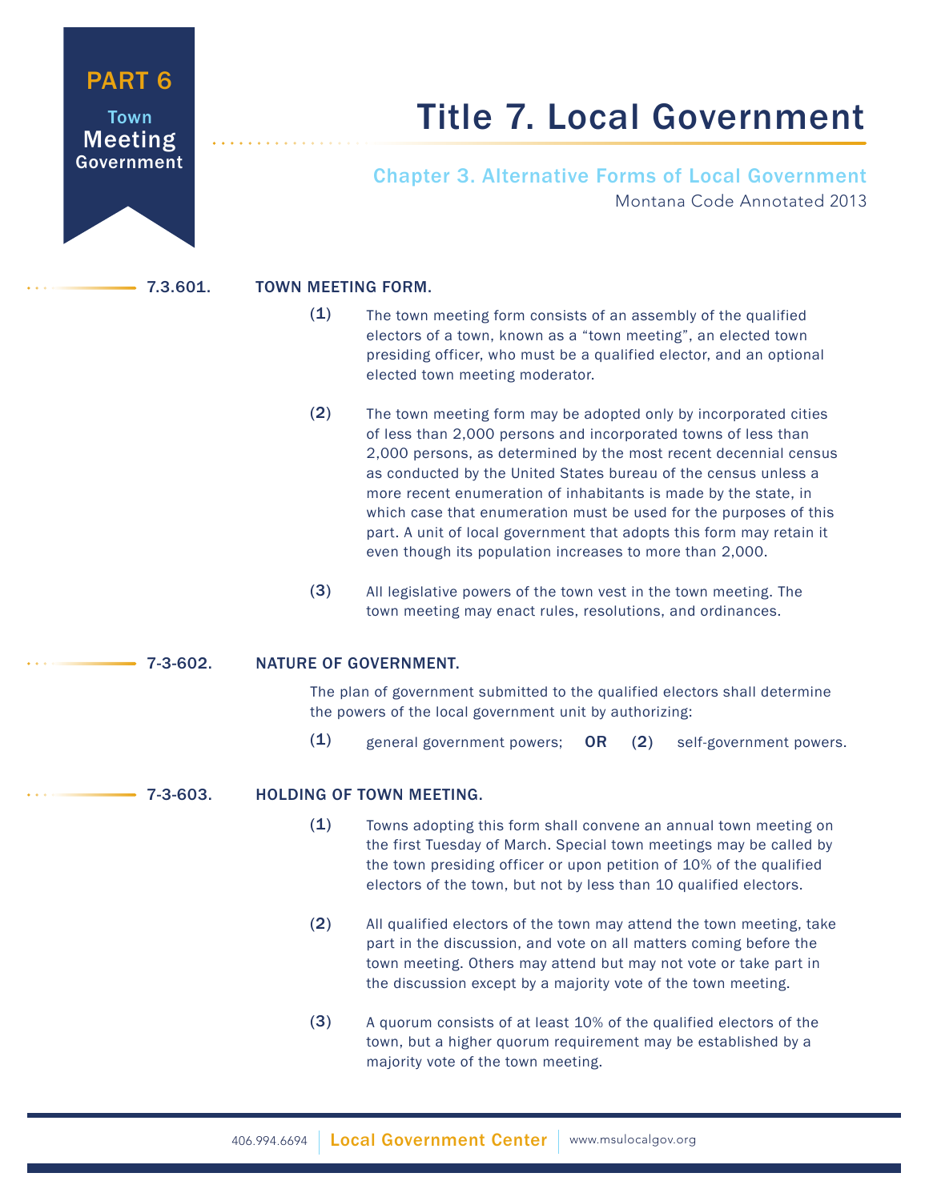PART 6

Town Meeting Government

# Title 7. Local Government

## Chapter 3. Alternative Forms of Local Government

Montana Code Annotated 2013

### 7.3.601. TOWN MEETING FORM.

(1) The town meeting form consists of an assembly of the qualified electors of a town, known as a “town meeting”, an elected town presiding officer, who must be a qualified elector, and an optional elected town meeting moderator.

(2) The town meeting form may be adopted only by incorporated cities of less than 2,000 persons and incorporated towns of less than 2,000 persons, as determined by the most recent decennial census as conducted by the United States bureau of the census unless a more recent enumeration of inhabitants is made by the state, in which case that enumeration must be used for the purposes of this part. A unit of local government that adopts this form may retain it even though its population increases to more than 2,000.

(3) All legislative powers of the town vest in the town meeting. The town meeting may enact rules, resolutions, and ordinances.

### 7-3-602. NATURE OF GOVERNMENT.

The plan of government submitted to the qualified electors shall determine the powers of the local government unit by authorizing:

(1) general government powers; **OR** (2) self-government powers.

### 7-3-603. HOLDING OF TOWN MEETING.

(1) Towns adopting this form shall convene an annual town meeting on the first Tuesday of March. Special town meetings may be called by the town presiding officer or upon petition of 10% of the qualified electors of the town, but not by less than 10 qualified electors.

(2) All qualified electors of the town may attend the town meeting, take part in the discussion, and vote on all matters coming before the town meeting. Others may attend but may not vote or take part in the discussion except by a majority vote of the town meeting.

(3) A quorum consists of at least 10% of the qualified electors of the town, but a higher quorum requirement may be established by a majority vote of the town meeting.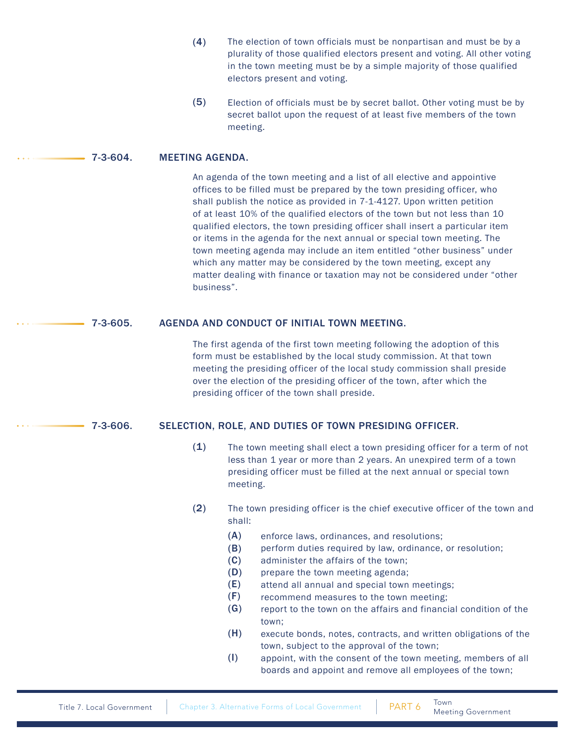(4) The election of town officials must be nonpartisan and must be by a plurality of those qualified electors present and voting. All other voting in the town meeting must be by a simple majority of those qualified electors present and voting.

(5) Election of officials must be by secret ballot. Other voting must be by secret ballot upon the request of at least five members of the town meeting.

## 7-3-604. MEETING AGENDA.

An agenda of the town meeting and a list of all elective and appointive offices to be filled must be prepared by the town presiding officer, who shall publish the notice as provided in 7-1-4127. Upon written petition of at least 10% of the qualified electors of the town but not less than 10 qualified electors, the town presiding officer shall insert a particular item or items in the agenda for the next annual or special town meeting. The town meeting agenda may include an item entitled "other business" under which any matter may be considered by the town meeting, except any matter dealing with finance or taxation may not be considered under "other business".

## 7-3-605. AGENDA AND CONDUCT OF INITIAL TOWN MEETING.

The first agenda of the first town meeting following the adoption of this form must be established by the local study commission. At that town meeting the presiding officer of the local study commission shall preside over the election of the presiding officer of the town, after which the presiding officer of the town shall preside.

## 7-3-606. SELECTION, ROLE, AND DUTIES OF TOWN PRESIDING OFFICER.

(1) The town meeting shall elect a town presiding officer for a term of not less than 1 year or more than 2 years. An unexpired term of a town presiding officer must be filled at the next annual or special town meeting.

(2) The town presiding officer is the chief executive officer of the town and shall:

- (A) enforce laws, ordinances, and resolutions;
- (B) perform duties required by law, ordinance, or resolution;
- (C) administer the affairs of the town;
- (D) prepare the town meeting agenda;
- (E) attend all annual and special town meetings;
- (F) recommend measures to the town meeting;
- (G) report to the town on the affairs and financial condition of the town;
- (H) execute bonds, notes, contracts, and written obligations of the town, subject to the approval of the town;
- (I) appoint, with the consent of the town meeting, members of all boards and appoint and remove all employees of the town;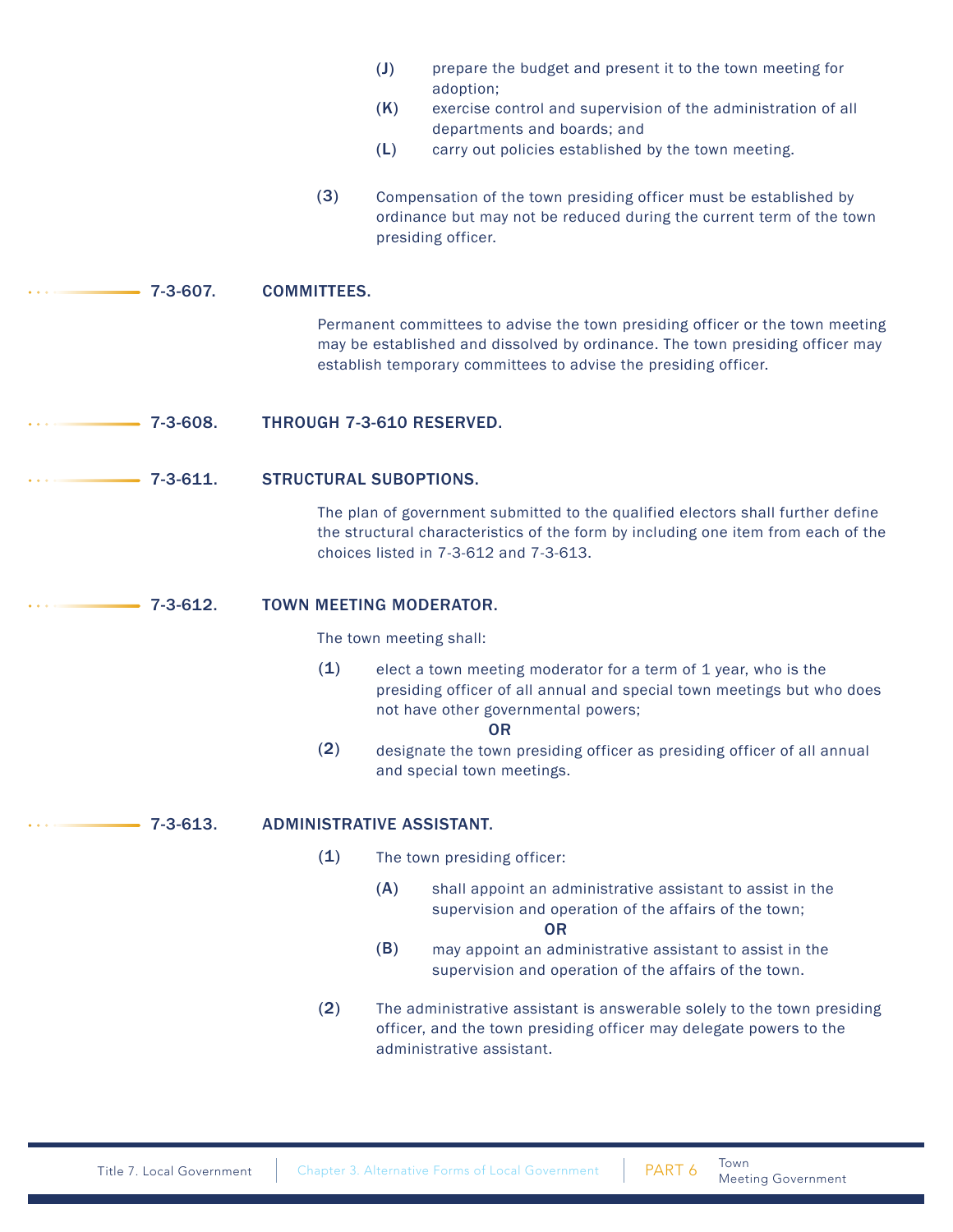(J) prepare the budget and present it to the town meeting for adoption;

(K) exercise control and supervision of the administration of all departments and boards; and

(L) carry out policies established by the town meeting.

(3) Compensation of the town presiding officer must be established by ordinance but may not be reduced during the current term of the town presiding officer.

## 7-3-607. COMMITTEES.

Permanent committees to advise the town presiding officer or the town meeting may be established and dissolved by ordinance. The town presiding officer may establish temporary committees to advise the presiding officer.

## 7-3-608. THROUGH 7-3-610 RESERVED.

## 7-3-611. STRUCTURAL SUBOPTIONS.

The plan of government submitted to the qualified electors shall further define the structural characteristics of the form by including one item from each of the choices listed in 7-3-612 and 7-3-613.

## 7-3-612. TOWN MEETING MODERATOR.

The town meeting shall:

(1) elect a town meeting moderator for a term of 1 year, who is the presiding officer of all annual and special town meetings but who does not have other governmental powers;

**OR**

(2) designate the town presiding officer as presiding officer of all annual and special town meetings.

## 7-3-613. ADMINISTRATIVE ASSISTANT.

(1) The town presiding officer:

(A) shall appoint an administrative assistant to assist in the supervision and operation of the affairs of the town;

**OR**

(B) may appoint an administrative assistant to assist in the supervision and operation of the affairs of the town.

(2) The administrative assistant is answerable solely to the town presiding officer, and the town presiding officer may delegate powers to the administrative assistant.